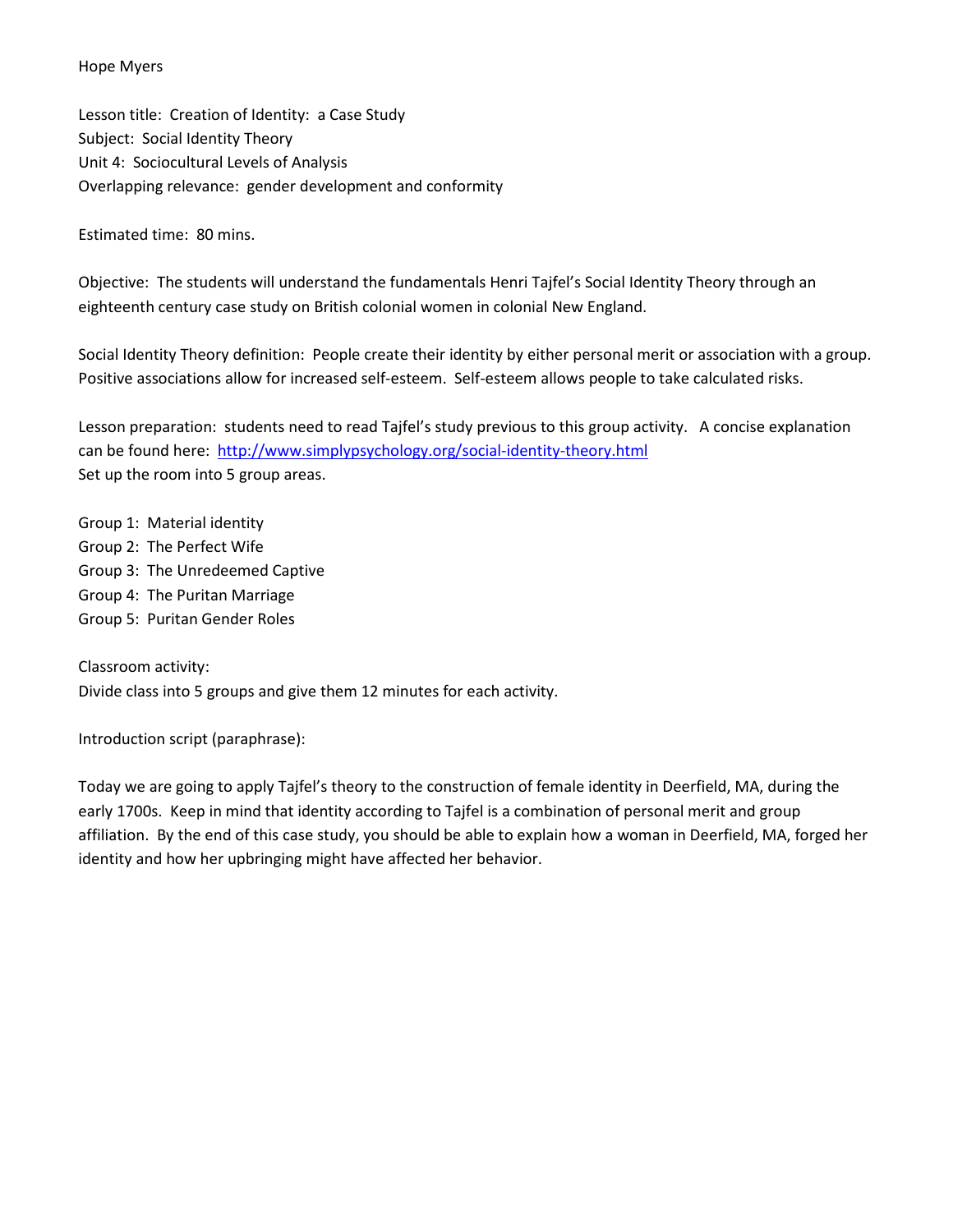Hope Myers

Lesson title: Creation of Identity: a Case Study
Subject: Social Identity Theory
Unit 4: Sociocultural Levels of Analysis
Overlapping relevance: gender development and conformity

Estimated time: 80 mins.

Objective: The students will understand the fundamentals Henri Tajfel's Social Identity Theory through an eighteenth century case study on British colonial women in colonial New England.

Social Identity Theory definition: People create their identity by either personal merit or association with a group. Positive associations allow for increased self-esteem. Self-esteem allows people to take calculated risks.

Lesson preparation: students need to read Tajfel's study previous to this group activity. A concise explanation can be found here: http://www.simplypsychology.org/social-identity-theory.html
Set up the room into 5 group areas.

Group 1: Material identity
Group 2: The Perfect Wife
Group 3: The Unredeemed Captive
Group 4: The Puritan Marriage
Group 5: Puritan Gender Roles

Classroom activity:
Divide class into 5 groups and give them 12 minutes for each activity.

Introduction script (paraphrase):

Today we are going to apply Tajfel's theory to the construction of female identity in Deerfield, MA, during the early 1700s. Keep in mind that identity according to Tajfel is a combination of personal merit and group affiliation. By the end of this case study, you should be able to explain how a woman in Deerfield, MA, forged her identity and how her upbringing might have affected her behavior.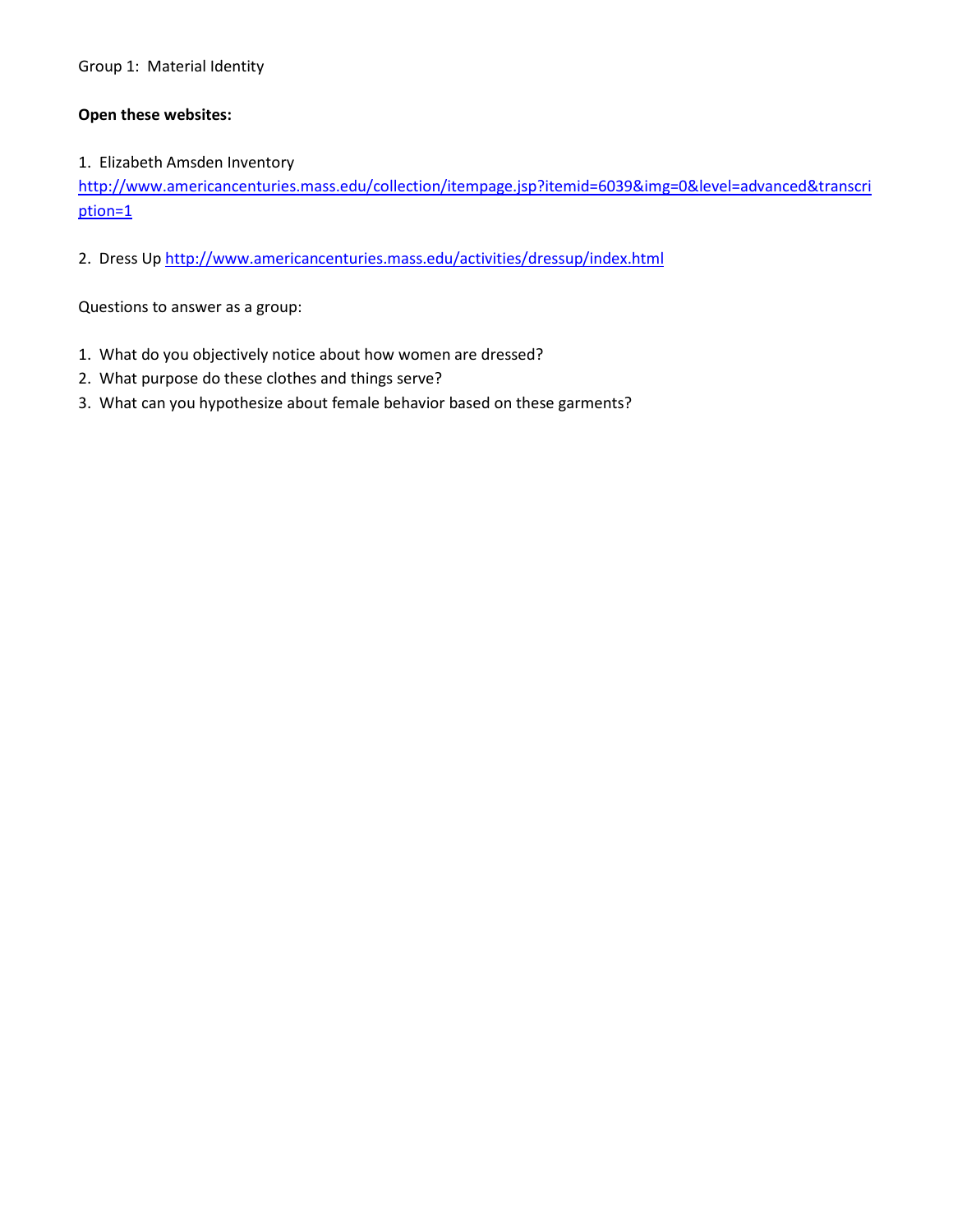Group 1: Material Identity

**Open these websites:**

1. Elizabeth Amsden Inventory
[http://www.americancenturies.mass.edu/collection/itempage.jsp?itemid=6039&img=0&level=advanced&transcription=1](http://www.americancenturies.mass.edu/collection/itempage.jsp?itemid=6039&img=0&level=advanced&transcription=1)

2. Dress Up [http://www.americancenturies.mass.edu/activities/dressup/index.html](http://www.americancenturies.mass.edu/activities/dressup/index.html)

Questions to answer as a group:

1. What do you objectively notice about how women are dressed?
2. What purpose do these clothes and things serve?
3. What can you hypothesize about female behavior based on these garments?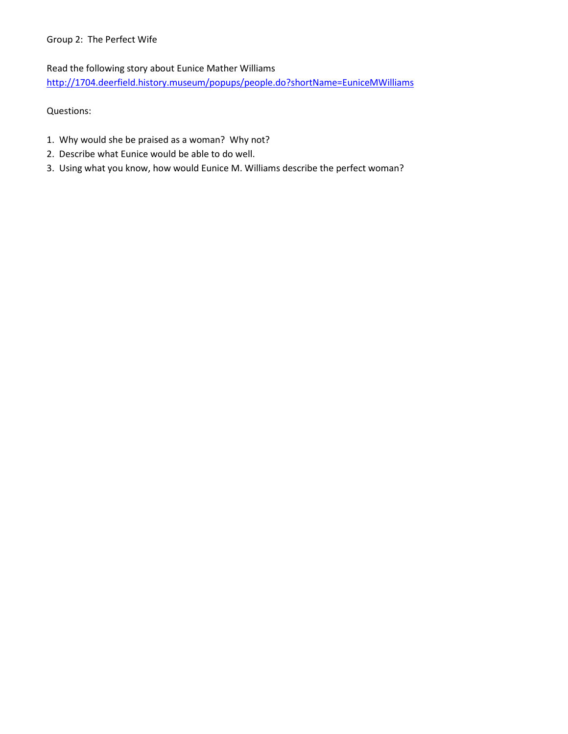Group 2: The Perfect Wife

Read the following story about Eunice Mather Williams
[http://1704.deerfield.history.museum/popups/people.do?shortName=EuniceMWilliams](http://1704.deerfield.history.museum/popups/people.do?shortName=EuniceMWilliams)

Questions:

1. Why would she be praised as a woman? Why not?
2. Describe what Eunice would be able to do well.
3. Using what you know, how would Eunice M. Williams describe the perfect woman?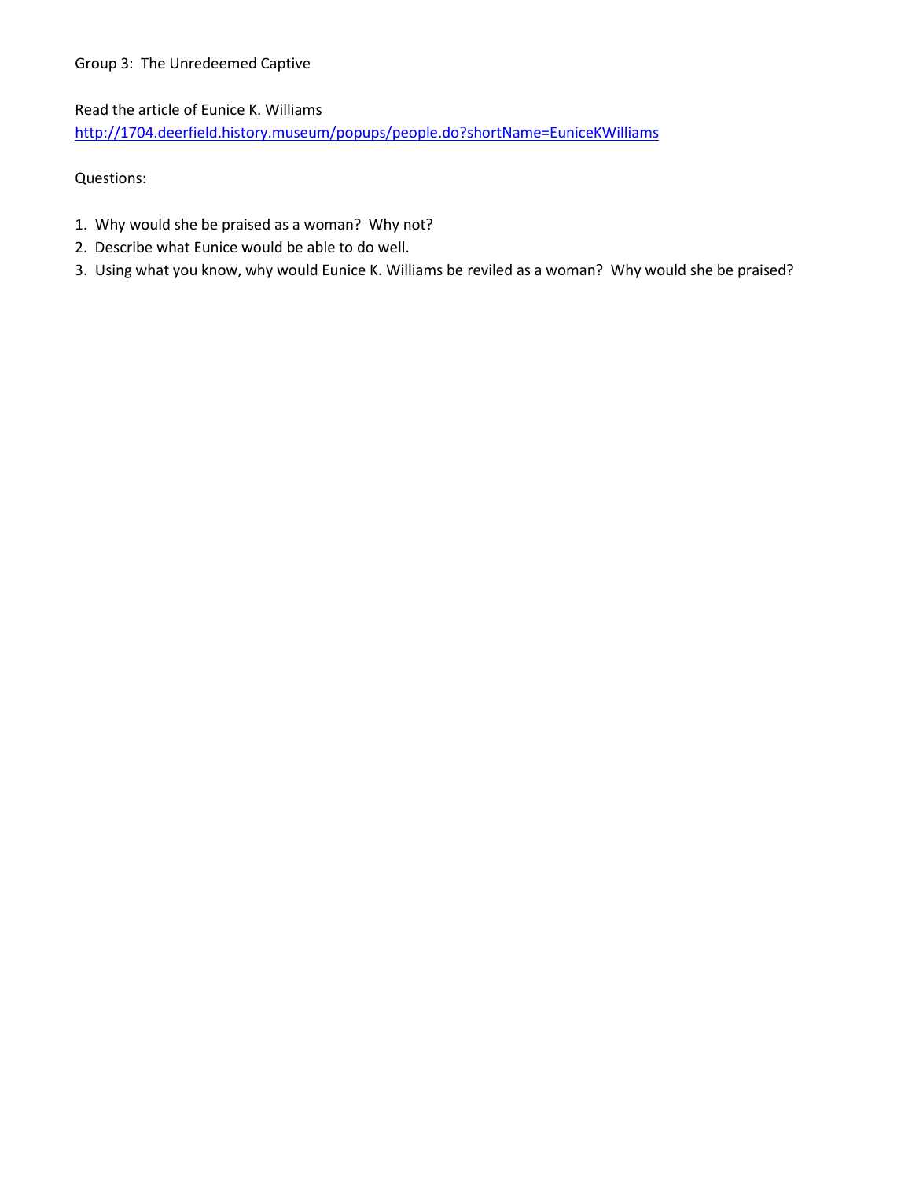Group 3: The Unredeemed Captive

Read the article of Eunice K. Williams
http://1704.deerfield.history.museum/popups/people.do?shortName=EuniceKWilliams

Questions:

1. Why would she be praised as a woman? Why not?
2. Describe what Eunice would be able to do well.
3. Using what you know, why would Eunice K. Williams be reviled as a woman? Why would she be praised?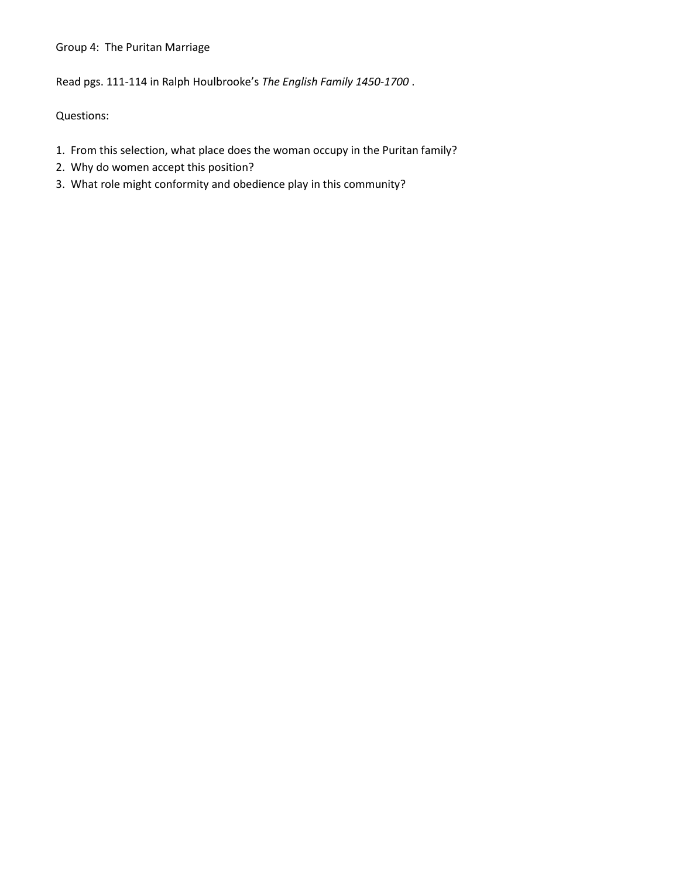Group 4: The Puritan Marriage

Read pgs. 111-114 in Ralph Houlbrooke's *The English Family 1450-1700* .

Questions:

1. From this selection, what place does the woman occupy in the Puritan family?
2. Why do women accept this position?
3. What role might conformity and obedience play in this community?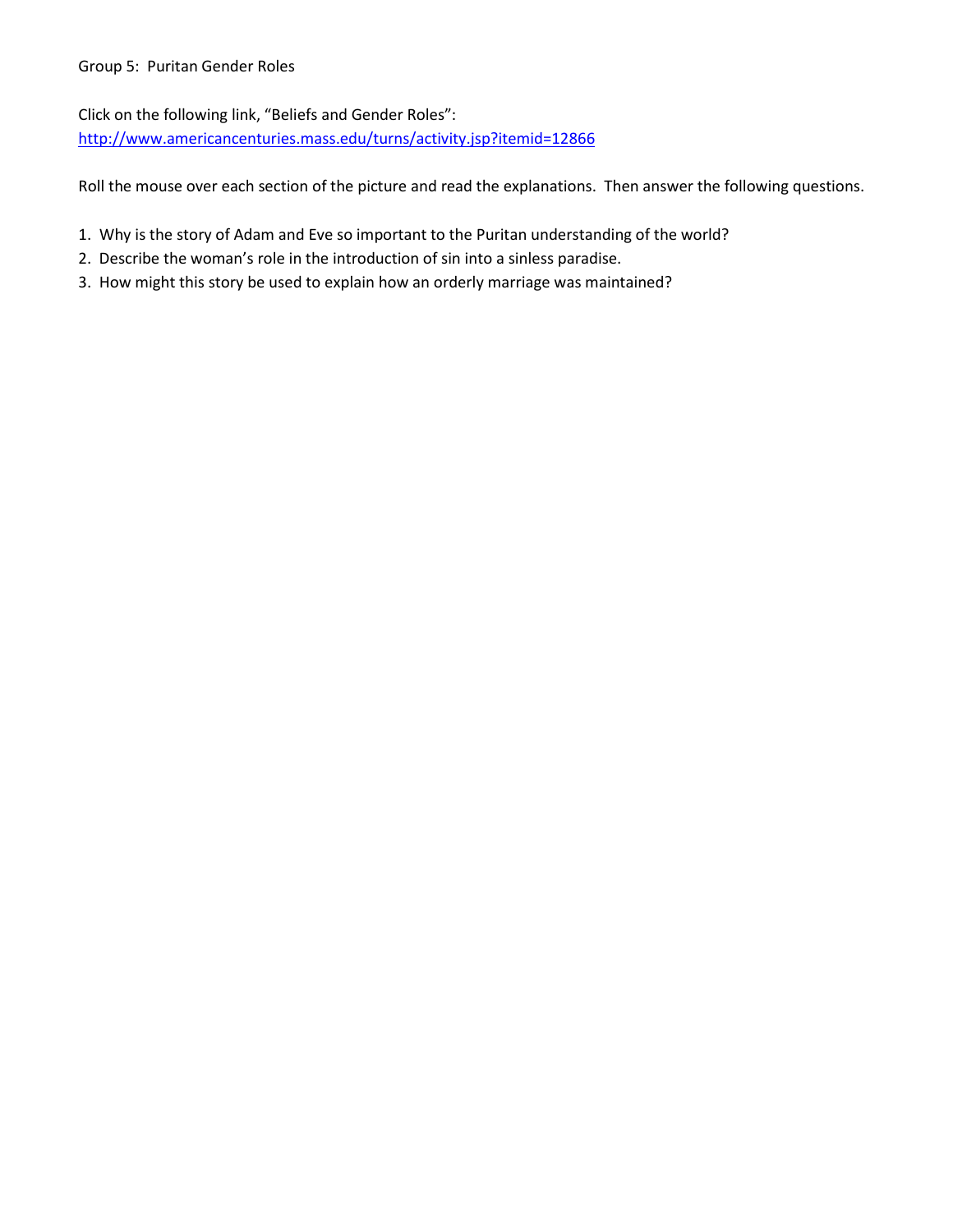Group 5: Puritan Gender Roles

Click on the following link, "Beliefs and Gender Roles":
[http://www.americancenturies.mass.edu/turns/activity.jsp?itemid=12866](http://www.americancenturies.mass.edu/turns/activity.jsp?itemid=12866)

Roll the mouse over each section of the picture and read the explanations. Then answer the following questions.

1. Why is the story of Adam and Eve so important to the Puritan understanding of the world?
2. Describe the woman's role in the introduction of sin into a sinless paradise.
3. How might this story be used to explain how an orderly marriage was maintained?